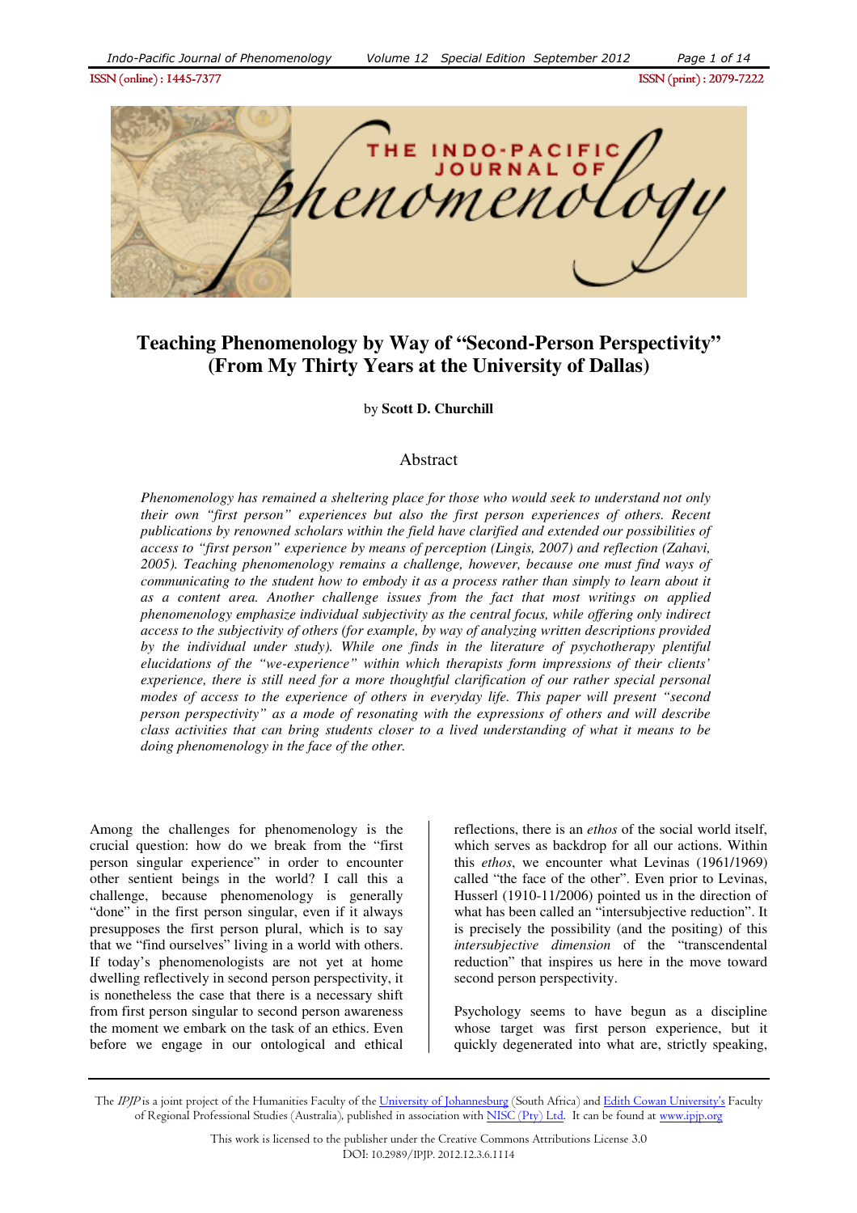# Teaching Phenomenology by Way of "Second-Person Perspectivity" (From My Thirty Years at the University of Dallas)

by **Scott D. Churchill**

## Abstract

*Phenomenology has remained a sheltering place for those who would seek to understand not only their own "first person" experiences but also the first person experiences of others. Recent publications by renowned scholars within the field have clarified and extended our possibilities of access to "first person" experience by means of perception (Lingis, 2007) and reflection (Zahavi, 2005). Teaching phenomenology remains a challenge, however, because one must find ways of communicating to the student how to embody it as a process rather than simply to learn about it as a content area. Another challenge issues from the fact that most writings on applied phenomenology emphasize individual subjectivity as the central focus, while offering only indirect access to the subjectivity of others (for example, by way of analyzing written descriptions provided by the individual under study). While one finds in the literature of psychotherapy plentiful elucidations of the "we-experience" within which therapists form impressions of their clients' experience, there is still need for a more thoughtful clarification of our rather special personal modes of access to the experience of others in everyday life. This paper will present "second person perspectivity" as a mode of resonating with the expressions of others and will describe class activities that can bring students closer to a lived understanding of what it means to be doing phenomenology in the face of the other.*

Among the challenges for phenomenology is the crucial question: how do we break from the "first person singular experience" in order to encounter other sentient beings in the world? I call this a challenge, because phenomenology is generally "done" in the first person singular, even if it always presupposes the first person plural, which is to say that we "find ourselves" living in a world with others. If today's phenomenologists are not yet at home dwelling reflectively in second person perspectivity, it is nonetheless the case that there is a necessary shift from first person singular to second person awareness the moment we embark on the task of an ethics. Even before we engage in our ontological and ethical reflections, there is an *ethos* of the social world itself, which serves as backdrop for all our actions. Within this *ethos*, we encounter what Levinas (1961/1969) called "the face of the other". Even prior to Levinas, Husserl (1910-11/2006) pointed us in the direction of what has been called an "intersubjective reduction". It is precisely the possibility (and the positing) of this *intersubjective dimension* of the "transcendental reduction" that inspires us here in the move toward second person perspectivity.

Psychology seems to have begun as a discipline whose target was first person experience, but it quickly degenerated into what are, strictly speaking,

The *IPJP* is a joint project of the Humanities Faculty of the University of Johannesburg (South Africa) and Edith Cowan University's Faculty of Regional Professional Studies (Australia), published in association with NISC (Pty) Ltd. It can be found at www.ipjp.org

This work is licensed to the publisher under the Creative Commons Attributions License 3.0
DOI: 10.2989/IPJP. 2012.12.3.6.1114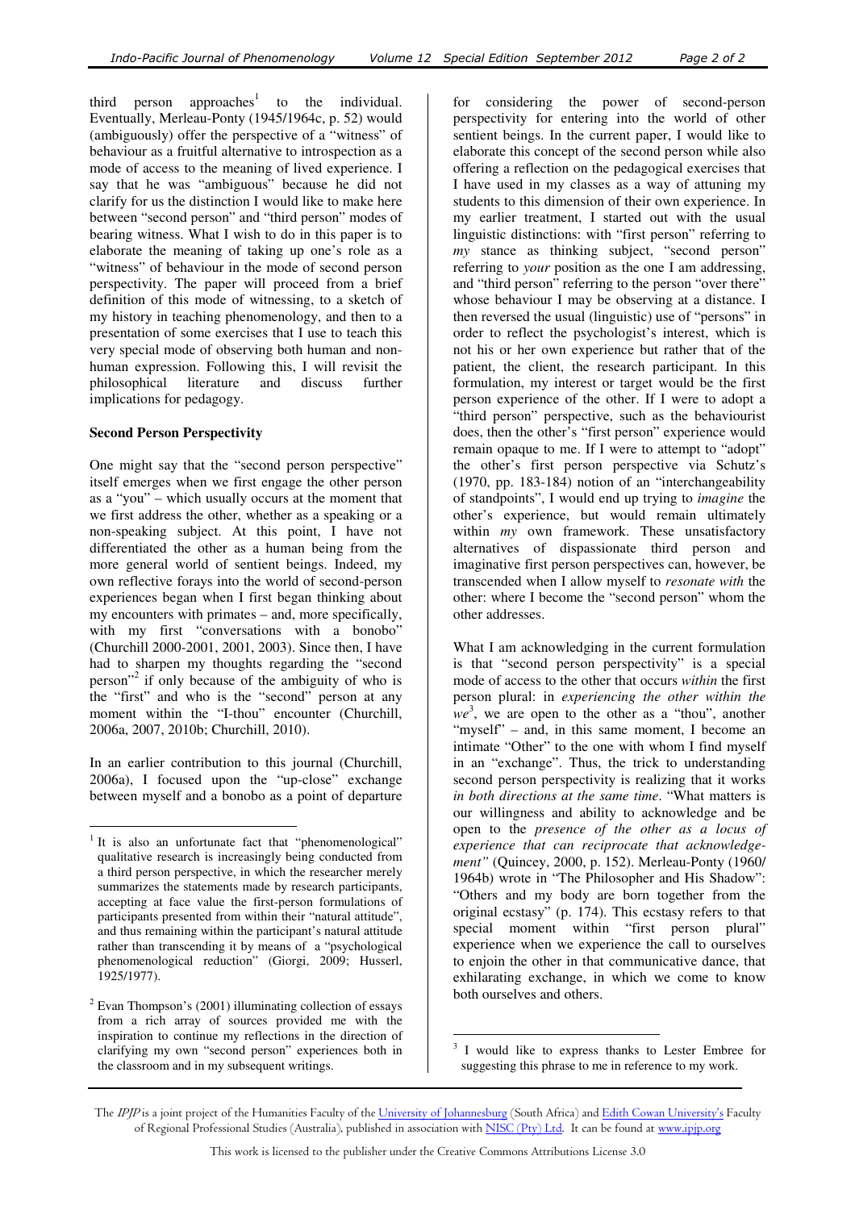third person approaches[1] to the individual. Eventually, Merleau-Ponty (1945/1964c, p. 52) would (ambiguously) offer the perspective of a "witness" of behaviour as a fruitful alternative to introspection as a mode of access to the meaning of lived experience. I say that he was "ambiguous" because he did not clarify for us the distinction I would like to make here between "second person" and "third person" modes of bearing witness. What I wish to do in this paper is to elaborate the meaning of taking up one's role as a "witness" of behaviour in the mode of second person perspectivity. The paper will proceed from a brief definition of this mode of witnessing, to a sketch of my history in teaching phenomenology, and then to a presentation of some exercises that I use to teach this very special mode of observing both human and non-human expression. Following this, I will revisit the philosophical literature and discuss further implications for pedagogy.

**Second Person Perspectivity**

One might say that the "second person perspective" itself emerges when we first engage the other person as a "you" – which usually occurs at the moment that we first address the other, whether as a speaking or a non-speaking subject. At this point, I have not differentiated the other as a human being from the more general world of sentient beings. Indeed, my own reflective forays into the world of second-person experiences began when I first began thinking about my encounters with primates – and, more specifically, with my first "conversations with a bonobo" (Churchill 2000-2001, 2001, 2003). Since then, I have had to sharpen my thoughts regarding the "second person"[2] if only because of the ambiguity of who is the "first" and who is the "second" person at any moment within the "I-thou" encounter (Churchill, 2006a, 2007, 2010b; Churchill, 2010).

In an earlier contribution to this journal (Churchill, 2006a), I focused upon the "up-close" exchange between myself and a bonobo as a point of departure for considering the power of second-person perspectivity for entering into the world of other sentient beings. In the current paper, I would like to elaborate this concept of the second person while also offering a reflection on the pedagogical exercises that I have used in my classes as a way of attuning my students to this dimension of their own experience. In my earlier treatment, I started out with the usual linguistic distinctions: with "first person" referring to *my* stance as thinking subject, "second person" referring to *your* position as the one I am addressing, and "third person" referring to the person "over there" whose behaviour I may be observing at a distance. I then reversed the usual (linguistic) use of "persons" in order to reflect the psychologist's interest, which is not his or her own experience but rather that of the patient, the client, the research participant. In this formulation, my interest or target would be the first person experience of the other. If I were to adopt a "third person" perspective, such as the behaviourist does, then the other's "first person" experience would remain opaque to me. If I were to attempt to "adopt" the other's first person perspective via Schutz's (1970, pp. 183-184) notion of an "interchangeability of standpoints", I would end up trying to *imagine* the other's experience, but would remain ultimately within *my* own framework. These unsatisfactory alternatives of dispassionate third person and imaginative first person perspectives can, however, be transcended when I allow myself to *resonate with* the other: where I become the "second person" whom the other addresses.

What I am acknowledging in the current formulation is that "second person perspectivity" is a special mode of access to the other that occurs *within* the first person plural: in *experiencing the other within the we*[3], we are open to the other as a "thou", another "myself" – and, in this same moment, I become an intimate "Other" to the one with whom I find myself in an "exchange". Thus, the trick to understanding second person perspectivity is realizing that it works *in both directions at the same time*. "What matters is our willingness and ability to acknowledge and be open to the *presence of the other as a locus of experience that can reciprocate that acknowledgement"* (Quincey, 2000, p. 152). Merleau-Ponty (1960/1964b) wrote in "The Philosopher and His Shadow": "Others and my body are born together from the original ecstasy" (p. 174). This ecstasy refers to that special moment within "first person plural" experience when we experience the call to ourselves to enjoin the other in that communicative dance, that exhilarating exchange, in which we come to know both ourselves and others.

---

[1] It is also an unfortunate fact that "phenomenological" qualitative research is increasingly being conducted from a third person perspective, in which the researcher merely summarizes the statements made by research participants, accepting at face value the first-person formulations of participants presented from within their "natural attitude", and thus remaining within the participant's natural attitude rather than transcending it by means of a "psychological phenomenological reduction" (Giorgi, 2009; Husserl, 1925/1977).

[2] Evan Thompson's (2001) illuminating collection of essays from a rich array of sources provided me with the inspiration to continue my reflections in the direction of clarifying my own "second person" experiences both in the classroom and in my subsequent writings.

[3] I would like to express thanks to Lester Embree for suggesting this phrase to me in reference to my work.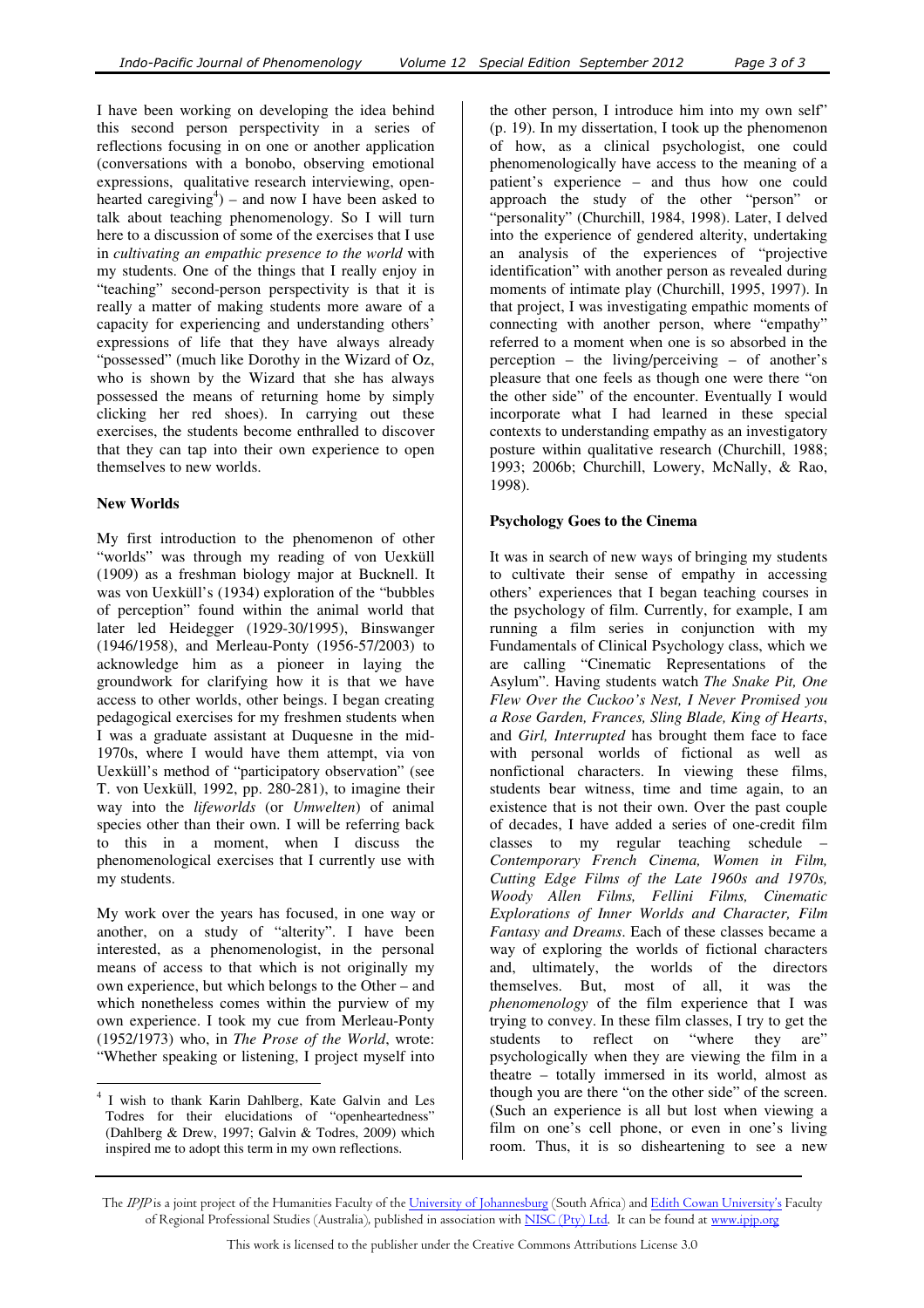I have been working on developing the idea behind this second person perspectivity in a series of reflections focusing in on one or another application (conversations with a bonobo, observing emotional expressions, qualitative research interviewing, open-hearted caregiving[4]) – and now I have been asked to talk about teaching phenomenology. So I will turn here to a discussion of some of the exercises that I use in *cultivating an empathic presence to the world* with my students. One of the things that I really enjoy in "teaching" second-person perspectivity is that it is really a matter of making students more aware of a capacity for experiencing and understanding others' expressions of life that they have always already "possessed" (much like Dorothy in the Wizard of Oz, who is shown by the Wizard that she has always possessed the means of returning home by simply clicking her red shoes). In carrying out these exercises, the students become enthralled to discover that they can tap into their own experience to open themselves to new worlds.

**New Worlds**

My first introduction to the phenomenon of other "worlds" was through my reading of von Uexküll (1909) as a freshman biology major at Bucknell. It was von Uexküll's (1934) exploration of the "bubbles of perception" found within the animal world that later led Heidegger (1929-30/1995), Binswanger (1946/1958), and Merleau-Ponty (1956-57/2003) to acknowledge him as a pioneer in laying the groundwork for clarifying how it is that we have access to other worlds, other beings. I began creating pedagogical exercises for my freshmen students when I was a graduate assistant at Duquesne in the mid-1970s, where I would have them attempt, via von Uexküll's method of "participatory observation" (see T. von Uexküll, 1992, pp. 280-281), to imagine their way into the *lifeworlds* (or *Umwelten*) of animal species other than their own. I will be referring back to this in a moment, when I discuss the phenomenological exercises that I currently use with my students.

My work over the years has focused, in one way or another, on a study of "alterity". I have been interested, as a phenomenologist, in the personal means of access to that which is not originally my own experience, but which belongs to the Other – and which nonetheless comes within the purview of my own experience. I took my cue from Merleau-Ponty (1952/1973) who, in *The Prose of the World*, wrote: "Whether speaking or listening, I project myself into the other person, I introduce him into my own self" (p. 19). In my dissertation, I took up the phenomenon of how, as a clinical psychologist, one could phenomenologically have access to the meaning of a patient's experience – and thus how one could approach the study of the other "person" or "personality" (Churchill, 1984, 1998). Later, I delved into the experience of gendered alterity, undertaking an analysis of the experiences of "projective identification" with another person as revealed during moments of intimate play (Churchill, 1995, 1997). In that project, I was investigating empathic moments of connecting with another person, where "empathy" referred to a moment when one is so absorbed in the perception – the living/perceiving – of another's pleasure that one feels as though one were there "on the other side" of the encounter. Eventually I would incorporate what I had learned in these special contexts to understanding empathy as an investigatory posture within qualitative research (Churchill, 1988; 1993; 2006b; Churchill, Lowery, McNally, & Rao, 1998).

**Psychology Goes to the Cinema**

It was in search of new ways of bringing my students to cultivate their sense of empathy in accessing others' experiences that I began teaching courses in the psychology of film. Currently, for example, I am running a film series in conjunction with my Fundamentals of Clinical Psychology class, which we are calling "Cinematic Representations of the Asylum". Having students watch *The Snake Pit, One Flew Over the Cuckoo's Nest, I Never Promised you a Rose Garden, Frances, Sling Blade, King of Hearts*, and *Girl, Interrupted* has brought them face to face with personal worlds of fictional as well as nonfictional characters. In viewing these films, students bear witness, time and time again, to an existence that is not their own. Over the past couple of decades, I have added a series of one-credit film classes to my regular teaching schedule – *Contemporary French Cinema, Women in Film, Cutting Edge Films of the Late 1960s and 1970s, Woody Allen Films, Fellini Films, Cinematic Explorations of Inner Worlds and Character, Film Fantasy and Dreams*. Each of these classes became a way of exploring the worlds of fictional characters and, ultimately, the worlds of the directors themselves. But, most of all, it was the *phenomenology* of the film experience that I was trying to convey. In these film classes, I try to get the students to reflect on "where they are" psychologically when they are viewing the film in a theatre – totally immersed in its world, almost as though you are there "on the other side" of the screen. (Such an experience is all but lost when viewing a film on one's cell phone, or even in one's living room. Thus, it is so disheartening to see a new

[4] I wish to thank Karin Dahlberg, Kate Galvin and Les Todres for their elucidations of "openheartedness" (Dahlberg & Drew, 1997; Galvin & Todres, 2009) which inspired me to adopt this term in my own reflections.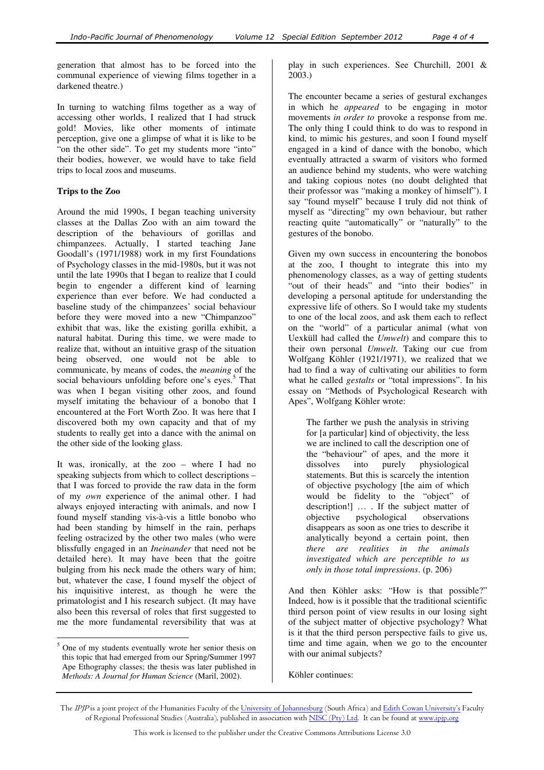generation that almost has to be forced into the communal experience of viewing films together in a darkened theatre.)

In turning to watching films together as a way of accessing other worlds, I realized that I had struck gold! Movies, like other moments of intimate perception, give one a glimpse of what it is like to be "on the other side". To get my students more "into" their bodies, however, we would have to take field trips to local zoos and museums.

### Trips to the Zoo

Around the mid 1990s, I began teaching university classes at the Dallas Zoo with an aim toward the description of the behaviours of gorillas and chimpanzees. Actually, I started teaching Jane Goodall's (1971/1988) work in my first Foundations of Psychology classes in the mid-1980s, but it was not until the late 1990s that I began to realize that I could begin to engender a different kind of learning experience than ever before. We had conducted a baseline study of the chimpanzees' social behaviour before they were moved into a new "Chimpanzoo" exhibit that was, like the existing gorilla exhibit, a natural habitat. During this time, we were made to realize that, without an intuitive grasp of the situation being observed, one would not be able to communicate, by means of codes, the *meaning* of the social behaviours unfolding before one's eyes.[5] That was when I began visiting other zoos, and found myself imitating the behaviour of a bonobo that I encountered at the Fort Worth Zoo. It was here that I discovered both my own capacity and that of my students to really get into a dance with the animal on the other side of the looking glass.

It was, ironically, at the zoo – where I had no speaking subjects from which to collect descriptions – that I was forced to provide the raw data in the form of my *own* experience of the animal other. I had always enjoyed interacting with animals, and now I found myself standing vis-à-vis a little bonobo who had been standing by himself in the rain, perhaps feeling ostracized by the other two males (who were blissfully engaged in an *Ineinander* that need not be detailed here). It may have been that the goitre bulging from his neck made the others wary of him; but, whatever the case, I found myself the object of his inquisitive interest, as though he were the primatologist and I his research subject. (It may have also been this reversal of roles that first suggested to me the more fundamental reversibility that was at play in such experiences. See Churchill, 2001 & 2003.)

The encounter became a series of gestural exchanges in which he *appeared* to be engaging in motor movements *in order to* provoke a response from me. The only thing I could think to do was to respond in kind, to mimic his gestures, and soon I found myself engaged in a kind of dance with the bonobo, which eventually attracted a swarm of visitors who formed an audience behind my students, who were watching and taking copious notes (no doubt delighted that their professor was "making a monkey of himself"). I say "found myself" because I truly did not think of myself as "directing" my own behaviour, but rather reacting quite "automatically" or "naturally" to the gestures of the bonobo.

Given my own success in encountering the bonobos at the zoo, I thought to integrate this into my phenomenology classes, as a way of getting students "out of their heads" and "into their bodies" in developing a personal aptitude for understanding the expressive life of others. So I would take my students to one of the local zoos, and ask them each to reflect on the "world" of a particular animal (what von Uexküll had called the *Umwelt*) and compare this to their own personal *Umwelt*. Taking our cue from Wolfgang Köhler (1921/1971), we realized that we had to find a way of cultivating our abilities to form what he called *gestalts* or "total impressions". In his essay on "Methods of Psychological Research with Apes", Wolfgang Köhler wrote:

> The farther we push the analysis in striving for [a particular] kind of objectivity, the less we are inclined to call the description one of the "behaviour" of apes, and the more it dissolves into purely physiological statements. But this is scarcely the intention of objective psychology [the aim of which would be fidelity to the "object" of description!] … . If the subject matter of objective psychological observations disappears as soon as one tries to describe it analytically beyond a certain point, then *there are realities in the animals investigated which are perceptible to us only in those total impressions*. (p. 206)

And then Köhler asks: "How is that possible?" Indeed, how is it possible that the traditional scientific third person point of view results in our losing sight of the subject matter of objective psychology? What is it that the third person perspective fails to give us, time and time again, when we go to the encounter with our animal subjects?

Köhler continues:

---

[5] One of my students eventually wrote her senior thesis on this topic that had emerged from our Spring/Summer 1997 Ape Ethography classes; the thesis was later published in *Methods: A Journal for Human Science* (Maril, 2002).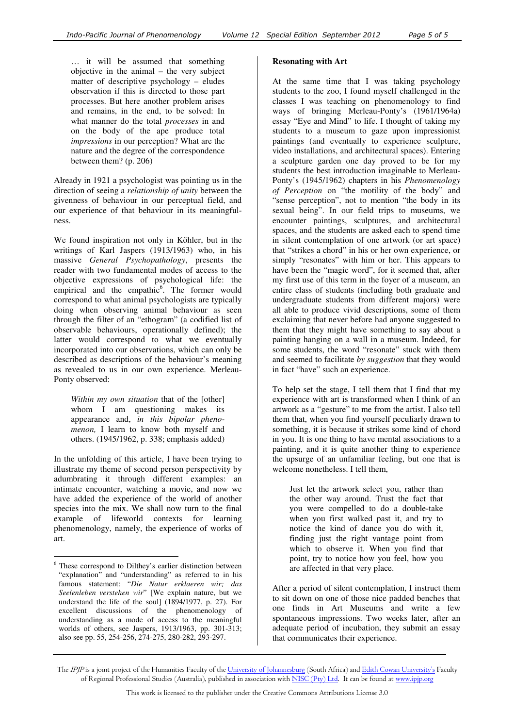> … it will be assumed that something objective in the animal – the very subject matter of descriptive psychology – eludes observation if this is directed to those part processes. But here another problem arises and remains, in the end, to be solved: In what manner do the total *processes* in and on the body of the ape produce total *impressions* in our perception? What are the nature and the degree of the correspondence between them? (p. 206)

Already in 1921 a psychologist was pointing us in the direction of seeing a *relationship of unity* between the givenness of behaviour in our perceptual field, and our experience of that behaviour in its meaningfulness.

We found inspiration not only in Köhler, but in the writings of Karl Jaspers (1913/1963) who, in his massive *General Psychopathology*, presents the reader with two fundamental modes of access to the objective expressions of psychological life: the empirical and the empathic[6]. The former would correspond to what animal psychologists are typically doing when observing animal behaviour as seen through the filter of an "ethogram" (a codified list of observable behaviours, operationally defined); the latter would correspond to what we eventually incorporated into our observations, which can only be described as descriptions of the behaviour's meaning as revealed to us in our own experience. Merleau-Ponty observed:

> *Within my own situation* that of the [other] whom I am questioning makes its appearance and, *in this bipolar phenomenon,* I learn to know both myself and others. (1945/1962, p. 338; emphasis added)

In the unfolding of this article, I have been trying to illustrate my theme of second person perspectivity by adumbrating it through different examples: an intimate encounter, watching a movie, and now we have added the experience of the world of another species into the mix. We shall now turn to the final example of lifeworld contexts for learning phenomenology, namely, the experience of works of art.

**Resonating with Art**

At the same time that I was taking psychology students to the zoo, I found myself challenged in the classes I was teaching on phenomenology to find ways of bringing Merleau-Ponty's (1961/1964a) essay "Eye and Mind" to life. I thought of taking my students to a museum to gaze upon impressionist paintings (and eventually to experience sculpture, video installations, and architectural spaces). Entering a sculpture garden one day proved to be for my students the best introduction imaginable to Merleau-Ponty's (1945/1962) chapters in his *Phenomenology of Perception* on "the motility of the body" and "sense perception", not to mention "the body in its sexual being". In our field trips to museums, we encounter paintings, sculptures, and architectural spaces, and the students are asked each to spend time in silent contemplation of one artwork (or art space) that "strikes a chord" in his or her own experience, or simply "resonates" with him or her. This appears to have been the "magic word", for it seemed that, after my first use of this term in the foyer of a museum, an entire class of students (including both graduate and undergraduate students from different majors) were all able to produce vivid descriptions, some of them exclaiming that never before had anyone suggested to them that they might have something to say about a painting hanging on a wall in a museum. Indeed, for some students, the word "resonate" stuck with them and seemed to facilitate *by suggestion* that they would in fact "have" such an experience.

To help set the stage, I tell them that I find that my experience with art is transformed when I think of an artwork as a "gesture" to me from the artist. I also tell them that, when you find yourself peculiarly drawn to something, it is because it strikes some kind of chord in you. It is one thing to have mental associations to a painting, and it is quite another thing to experience the upsurge of an unfamiliar feeling, but one that is welcome nonetheless. I tell them,

> Just let the artwork select you, rather than the other way around. Trust the fact that you were compelled to do a double-take when you first walked past it, and try to notice the kind of dance you do with it, finding just the right vantage point from which to observe it. When you find that point, try to notice how you feel, how you are affected in that very place.

After a period of silent contemplation, I instruct them to sit down on one of those nice padded benches that one finds in Art Museums and write a few spontaneous impressions. Two weeks later, after an adequate period of incubation, they submit an essay that communicates their experience.

---

[6] These correspond to Dilthey's earlier distinction between "explanation" and "understanding" as referred to in his famous statement: "*Die Natur erklaeren wir; das Seelenleben verstehen wir*" [We explain nature, but we understand the life of the soul] (1894/1977, p. 27). For excellent discussions of the phenomenology of understanding as a mode of access to the meaningful worlds of others, see Jaspers, 1913/1963, pp. 301-313; also see pp. 55, 254-256, 274-275, 280-282, 293-297.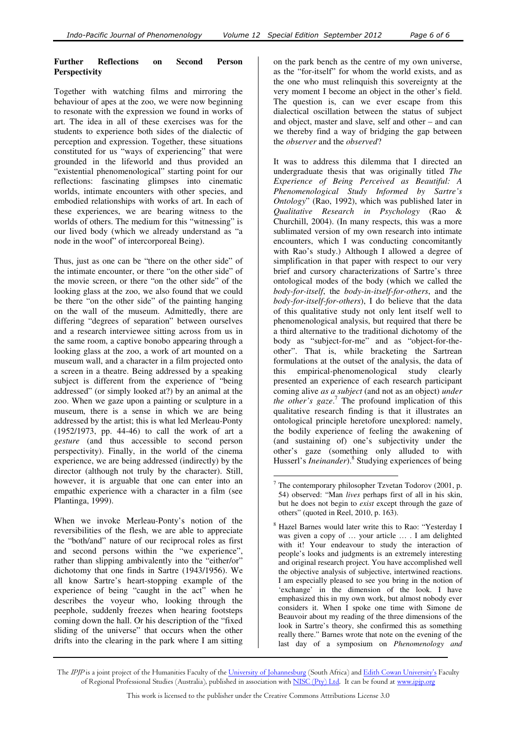**Further Reflections on Second Person Perspectivity**

Together with watching films and mirroring the behaviour of apes at the zoo, we were now beginning to resonate with the expression we found in works of art. The idea in all of these exercises was for the students to experience both sides of the dialectic of perception and expression. Together, these situations constituted for us "ways of experiencing" that were grounded in the lifeworld and thus provided an "existential phenomenological" starting point for our reflections: fascinating glimpses into cinematic worlds, intimate encounters with other species, and embodied relationships with works of art. In each of these experiences, we are bearing witness to the worlds of others. The medium for this "witnessing" is our lived body (which we already understand as "a node in the woof" of intercorporeal Being).

Thus, just as one can be "there on the other side" of the intimate encounter, or there "on the other side" of the movie screen, or there "on the other side" of the looking glass at the zoo, we also found that we could be there "on the other side" of the painting hanging on the wall of the museum. Admittedly, there are differing "degrees of separation" between ourselves and a research interviewee sitting across from us in the same room, a captive bonobo appearing through a looking glass at the zoo, a work of art mounted on a museum wall, and a character in a film projected onto a screen in a theatre. Being addressed by a speaking subject is different from the experience of "being addressed" (or simply looked at?) by an animal at the zoo. When we gaze upon a painting or sculpture in a museum, there is a sense in which we are being addressed by the artist; this is what led Merleau-Ponty (1952/1973, pp. 44-46) to call the work of art a *gesture* (and thus accessible to second person perspectivity). Finally, in the world of the cinema experience, we are being addressed (indirectly) by the director (although not truly by the character). Still, however, it is arguable that one can enter into an empathic experience with a character in a film (see Plantinga, 1999).

When we invoke Merleau-Ponty's notion of the reversibilities of the flesh, we are able to appreciate the "both/and" nature of our reciprocal roles as first and second persons within the "we experience", rather than slipping ambivalently into the "either/or" dichotomy that one finds in Sartre (1943/1956). We all know Sartre's heart-stopping example of the experience of being "caught in the act" when he describes the voyeur who, looking through the peephole, suddenly freezes when hearing footsteps coming down the hall. Or his description of the "fixed sliding of the universe" that occurs when the other drifts into the clearing in the park where I am sitting on the park bench as the centre of my own universe, as the "for-itself" for whom the world exists, and as the one who must relinquish this sovereignty at the very moment I become an object in the other's field. The question is, can we ever escape from this dialectical oscillation between the status of subject and object, master and slave, self and other – and can we thereby find a way of bridging the gap between the *observer* and the *observed*?

It was to address this dilemma that I directed an undergraduate thesis that was originally titled *The Experience of Being Perceived as Beautiful: A Phenomenological Study Informed by Sartre's Ontology*" (Rao, 1992), which was published later in *Qualitative Research in Psychology* (Rao & Churchill, 2004). (In many respects, this was a more sublimated version of my own research into intimate encounters, which I was conducting concomitantly with Rao's study.) Although I allowed a degree of simplification in that paper with respect to our very brief and cursory characterizations of Sartre's three ontological modes of the body (which we called the *body-for-itself*, the *body-in-itself-for-others*, and the *body-for-itself-for-others*), I do believe that the data of this qualitative study not only lent itself well to phenomenological analysis, but required that there be a third alternative to the traditional dichotomy of the body as "subject-for-me" and as "object-for-the-other". That is, while bracketing the Sartrean formulations at the outset of the analysis, the data of this empirical-phenomenological study clearly presented an experience of each research participant coming alive *as a subject* (and not as an object) *under the other's gaze*.[7] The profound implication of this qualitative research finding is that it illustrates an ontological principle heretofore unexplored: namely, the bodily experience of feeling the awakening of (and sustaining of) one's subjectivity under the other's gaze (something only alluded to with Husserl's *Ineinander*).[8] Studying experiences of being

---

[7] The contemporary philosopher Tzvetan Todorov (2001, p. 54) observed: "Man *lives* perhaps first of all in his skin, but he does not begin to *exist* except through the gaze of others" (quoted in Reel, 2010, p. 163).

[8] Hazel Barnes would later write this to Rao: "Yesterday I was given a copy of … your article … . I am delighted with it! Your endeavour to study the interaction of people's looks and judgments is an extremely interesting and original research project. You have accomplished well the objective analysis of subjective, intertwined reactions. I am especially pleased to see you bring in the notion of 'exchange' in the dimension of the look. I have emphasized this in my own work, but almost nobody ever considers it. When I spoke one time with Simone de Beauvoir about my reading of the three dimensions of the look in Sartre's theory, she confirmed this as something really there." Barnes wrote that note on the evening of the last day of a symposium on *Phenomenology and*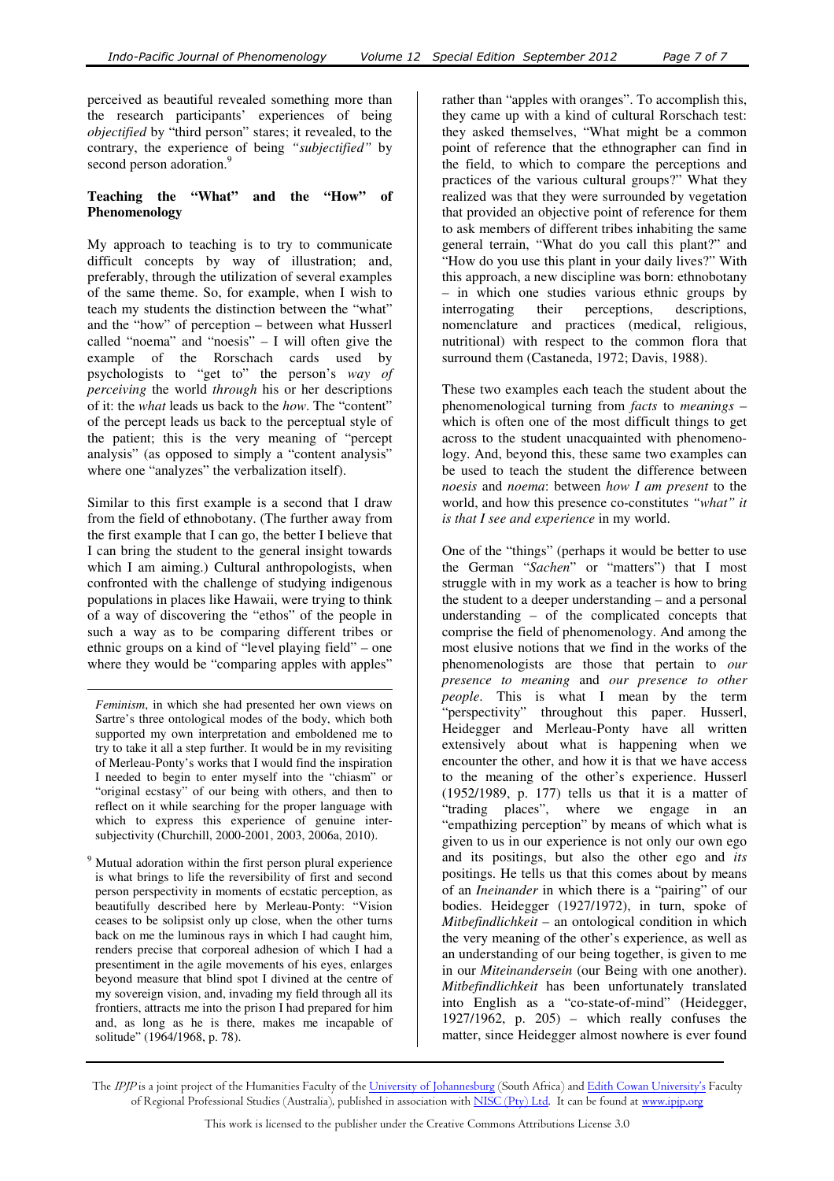perceived as beautiful revealed something more than the research participants' experiences of being *objectified* by "third person" stares; it revealed, to the contrary, the experience of being *"subjectified"* by second person adoration.[9]

## Teaching the "What" and the "How" of Phenomenology

My approach to teaching is to try to communicate difficult concepts by way of illustration; and, preferably, through the utilization of several examples of the same theme. So, for example, when I wish to teach my students the distinction between the "what" and the "how" of perception – between what Husserl called "noema" and "noesis" – I will often give the example of the Rorschach cards used by psychologists to "get to" the person's *way of perceiving* the world *through* his or her descriptions of it: the *what* leads us back to the *how*. The "content" of the percept leads us back to the perceptual style of the patient; this is the very meaning of "percept analysis" (as opposed to simply a "content analysis" where one "analyzes" the verbalization itself).

Similar to this first example is a second that I draw from the field of ethnobotany. (The further away from the first example that I can go, the better I believe that I can bring the student to the general insight towards which I am aiming.) Cultural anthropologists, when confronted with the challenge of studying indigenous populations in places like Hawaii, were trying to think of a way of discovering the "ethos" of the people in such a way as to be comparing different tribes or ethnic groups on a kind of "level playing field" – one where they would be "comparing apples with apples" rather than "apples with oranges". To accomplish this, they came up with a kind of cultural Rorschach test: they asked themselves, "What might be a common point of reference that the ethnographer can find in the field, to which to compare the perceptions and practices of the various cultural groups?" What they realized was that they were surrounded by vegetation that provided an objective point of reference for them to ask members of different tribes inhabiting the same general terrain, "What do you call this plant?" and "How do you use this plant in your daily lives?" With this approach, a new discipline was born: ethnobotany – in which one studies various ethnic groups by interrogating their perceptions, descriptions, nomenclature and practices (medical, religious, nutritional) with respect to the common flora that surround them (Castaneda, 1972; Davis, 1988).

These two examples each teach the student about the phenomenological turning from *facts* to *meanings* – which is often one of the most difficult things to get across to the student unacquainted with phenomenology. And, beyond this, these same two examples can be used to teach the student the difference between *noesis* and *noema*: between *how I am present* to the world, and how this presence co-constitutes *"what" it is that I see and experience* in my world.

One of the "things" (perhaps it would be better to use the German "*Sachen*" or "matters") that I most struggle with in my work as a teacher is how to bring the student to a deeper understanding – and a personal understanding – of the complicated concepts that comprise the field of phenomenology. And among the most elusive notions that we find in the works of the phenomenologists are those that pertain to *our presence to meaning* and *our presence to other people*. This is what I mean by the term "perspectivity" throughout this paper. Husserl, Heidegger and Merleau-Ponty have all written extensively about what is happening when we encounter the other, and how it is that we have access to the meaning of the other's experience. Husserl (1952/1989, p. 177) tells us that it is a matter of "trading places", where we engage in an "empathizing perception" by means of which what is given to us in our experience is not only our own ego and its positings, but also the other ego and *its* positings. He tells us that this comes about by means of an *Ineinander* in which there is a "pairing" of our bodies. Heidegger (1927/1972), in turn, spoke of *Mitbefindlichkeit* – an ontological condition in which the very meaning of the other's experience, as well as an understanding of our being together, is given to me in our *Miteinandersein* (our Being with one another). *Mitbefindlichkeit* has been unfortunately translated into English as a "co-state-of-mind" (Heidegger, 1927/1962, p. 205) – which really confuses the matter, since Heidegger almost nowhere is ever found

---

*Feminism*, in which she had presented her own views on Sartre's three ontological modes of the body, which both supported my own interpretation and emboldened me to try to take it all a step further. It would be in my revisiting of Merleau-Ponty's works that I would find the inspiration I needed to begin to enter myself into the "chiasm" or "original ecstasy" of our being with others, and then to reflect on it while searching for the proper language with which to express this experience of genuine intersubjectivity (Churchill, 2000-2001, 2003, 2006a, 2010).

[9] Mutual adoration within the first person plural experience is what brings to life the reversibility of first and second person perspectivity in moments of ecstatic perception, as beautifully described here by Merleau-Ponty: "Vision ceases to be solipsist only up close, when the other turns back on me the luminous rays in which I had caught him, renders precise that corporeal adhesion of which I had a presentiment in the agile movements of his eyes, enlarges beyond measure that blind spot I divined at the centre of my sovereign vision, and, invading my field through all its frontiers, attracts me into the prison I had prepared for him and, as long as he is there, makes me incapable of solitude" (1964/1968, p. 78).

The *IPJP* is a joint project of the Humanities Faculty of the University of Johannesburg (South Africa) and Edith Cowan University's Faculty of Regional Professional Studies (Australia), published in association with NISC (Pty) Ltd. It can be found at www.ipjp.org

This work is licensed to the publisher under the Creative Commons Attributions License 3.0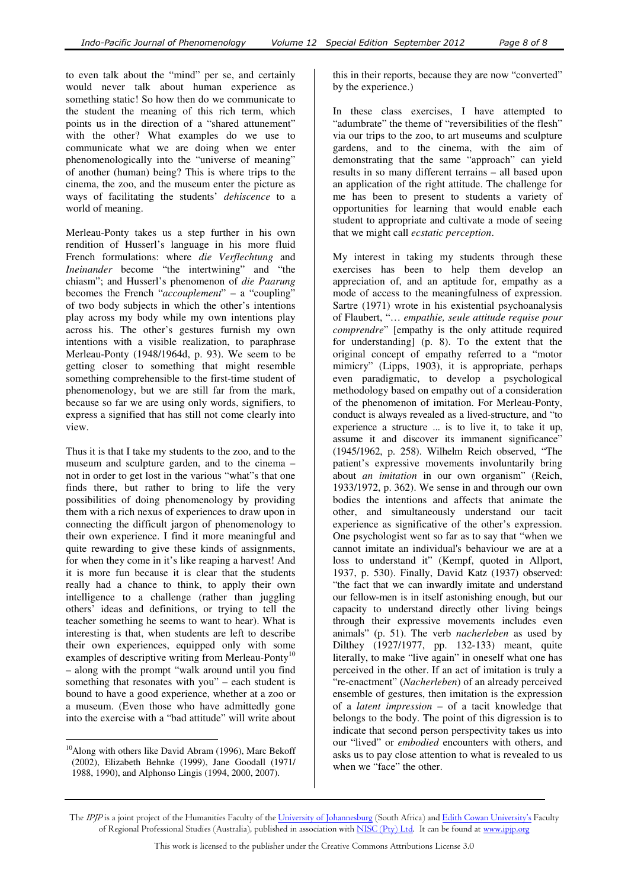to even talk about the "mind" per se, and certainly would never talk about human experience as something static! So how then do we communicate to the student the meaning of this rich term, which points us in the direction of a "shared attunement" with the other? What examples do we use to communicate what we are doing when we enter phenomenologically into the "universe of meaning" of another (human) being? This is where trips to the cinema, the zoo, and the museum enter the picture as ways of facilitating the students' *dehiscence* to a world of meaning.

Merleau-Ponty takes us a step further in his own rendition of Husserl's language in his more fluid French formulations: where *die Verflechtung* and *Ineinander* become "the intertwining" and "the chiasm"; and Husserl's phenomenon of *die Paarung* becomes the French "*accouplement*" – a "coupling" of two body subjects in which the other's intentions play across my body while my own intentions play across his. The other's gestures furnish my own intentions with a visible realization, to paraphrase Merleau-Ponty (1948/1964d, p. 93). We seem to be getting closer to something that might resemble something comprehensible to the first-time student of phenomenology, but we are still far from the mark, because so far we are using only words, signifiers, to express a signified that has still not come clearly into view.

Thus it is that I take my students to the zoo, and to the museum and sculpture garden, and to the cinema – not in order to get lost in the various "what"s that one finds there, but rather to bring to life the very possibilities of doing phenomenology by providing them with a rich nexus of experiences to draw upon in connecting the difficult jargon of phenomenology to their own experience. I find it more meaningful and quite rewarding to give these kinds of assignments, for when they come in it's like reaping a harvest! And it is more fun because it is clear that the students really had a chance to think, to apply their own intelligence to a challenge (rather than juggling others' ideas and definitions, or trying to tell the teacher something he seems to want to hear). What is interesting is that, when students are left to describe their own experiences, equipped only with some examples of descriptive writing from Merleau-Ponty[10] – along with the prompt "walk around until you find something that resonates with you" – each student is bound to have a good experience, whether at a zoo or a museum. (Even those who have admittedly gone into the exercise with a "bad attitude" will write about this in their reports, because they are now "converted" by the experience.)

In these class exercises, I have attempted to "adumbrate" the theme of "reversibilities of the flesh" via our trips to the zoo, to art museums and sculpture gardens, and to the cinema, with the aim of demonstrating that the same "approach" can yield results in so many different terrains – all based upon an application of the right attitude. The challenge for me has been to present to students a variety of opportunities for learning that would enable each student to appropriate and cultivate a mode of seeing that we might call *ecstatic perception*.

My interest in taking my students through these exercises has been to help them develop an appreciation of, and an aptitude for, empathy as a mode of access to the meaningfulness of expression. Sartre (1971) wrote in his existential psychoanalysis of Flaubert, "… *empathie, seule attitude requise pour comprendre*" [empathy is the only attitude required for understanding] (p. 8). To the extent that the original concept of empathy referred to a "motor mimicry" (Lipps, 1903), it is appropriate, perhaps even paradigmatic, to develop a psychological methodology based on empathy out of a consideration of the phenomenon of imitation. For Merleau-Ponty, conduct is always revealed as a lived-structure, and "to experience a structure ... is to live it, to take it up, assume it and discover its immanent significance" (1945/1962, p. 258). Wilhelm Reich observed, "The patient's expressive movements involuntarily bring about *an imitation* in our own organism" (Reich, 1933/1972, p. 362). We sense in and through our own bodies the intentions and affects that animate the other, and simultaneously understand our tacit experience as significative of the other's expression. One psychologist went so far as to say that "when we cannot imitate an individual's behaviour we are at a loss to understand it" (Kempf, quoted in Allport, 1937, p. 530). Finally, David Katz (1937) observed: "the fact that we can inwardly imitate and understand our fellow-men is in itself astonishing enough, but our capacity to understand directly other living beings through their expressive movements includes even animals" (p. 51). The verb *nacherleben* as used by Dilthey (1927/1977, pp. 132-133) meant, quite literally, to make "live again" in oneself what one has perceived in the other. If an act of imitation is truly a "re-enactment" (*Nacherleben*) of an already perceived ensemble of gestures, then imitation is the expression of a *latent impression* – of a tacit knowledge that belongs to the body. The point of this digression is to indicate that second person perspectivity takes us into our "lived" or *embodied* encounters with others, and asks us to pay close attention to what is revealed to us when we "face" the other.

[10] Along with others like David Abram (1996), Marc Bekoff (2002), Elizabeth Behnke (1999), Jane Goodall (1971/1988, 1990), and Alphonso Lingis (1994, 2000, 2007).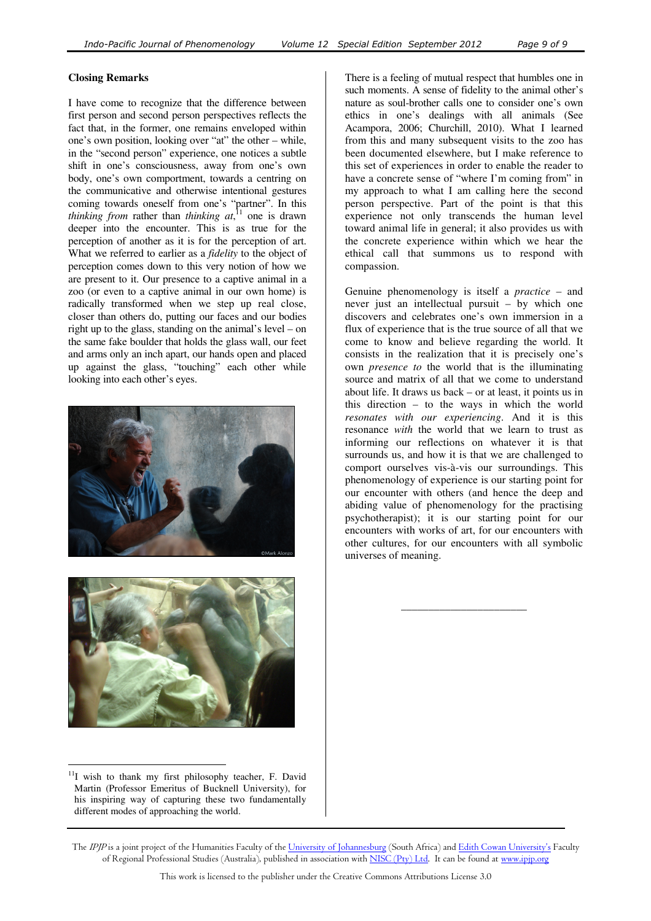## Closing Remarks

I have come to recognize that the difference between first person and second person perspectives reflects the fact that, in the former, one remains enveloped within one's own position, looking over "at" the other – while, in the "second person" experience, one notices a subtle shift in one's consciousness, away from one's own body, one's own comportment, towards a centring on the communicative and otherwise intentional gestures coming towards oneself from one's "partner". In this *thinking from* rather than *thinking at*,[11] one is drawn deeper into the encounter. This is as true for the perception of another as it is for the perception of art. What we referred to earlier as a *fidelity* to the object of perception comes down to this very notion of how we are present to it. Our presence to a captive animal in a zoo (or even to a captive animal in our own home) is radically transformed when we step up real close, closer than others do, putting our faces and our bodies right up to the glass, standing on the animal's level – on the same fake boulder that holds the glass wall, our feet and arms only an inch apart, our hands open and placed up against the glass, "touching" each other while looking into each other's eyes.

©Mark Alonzo

There is a feeling of mutual respect that humbles one in such moments. A sense of fidelity to the animal other's nature as soul-brother calls one to consider one's own ethics in one's dealings with all animals (See Acampora, 2006; Churchill, 2010). What I learned from this and many subsequent visits to the zoo has been documented elsewhere, but I make reference to this set of experiences in order to enable the reader to have a concrete sense of "where I'm coming from" in my approach to what I am calling here the second person perspective. Part of the point is that this experience not only transcends the human level toward animal life in general; it also provides us with the concrete experience within which we hear the ethical call that summons us to respond with compassion.

Genuine phenomenology is itself a *practice* – and never just an intellectual pursuit – by which one discovers and celebrates one's own immersion in a flux of experience that is the true source of all that we come to know and believe regarding the world. It consists in the realization that it is precisely one's own *presence to* the world that is the illuminating source and matrix of all that we come to understand about life. It draws us back – or at least, it points us in this direction – to the ways in which the world *resonates with our experiencing*. And it is this resonance *with* the world that we learn to trust as informing our reflections on whatever it is that surrounds us, and how it is that we are challenged to comport ourselves vis-à-vis our surroundings. This phenomenology of experience is our starting point for our encounter with others (and hence the deep and abiding value of phenomenology for the practising psychotherapist); it is our starting point for our encounters with works of art, for our encounters with other cultures, for our encounters with all symbolic universes of meaning.

---

[11] I wish to thank my first philosophy teacher, F. David Martin (Professor Emeritus of Bucknell University), for his inspiring way of capturing these two fundamentally different modes of approaching the world.

The *IPJP* is a joint project of the Humanities Faculty of the University of Johannesburg (South Africa) and Edith Cowan University's Faculty of Regional Professional Studies (Australia), published in association with NISC (Pty) Ltd. It can be found at www.ipjp.org

This work is licensed to the publisher under the Creative Commons Attributions License 3.0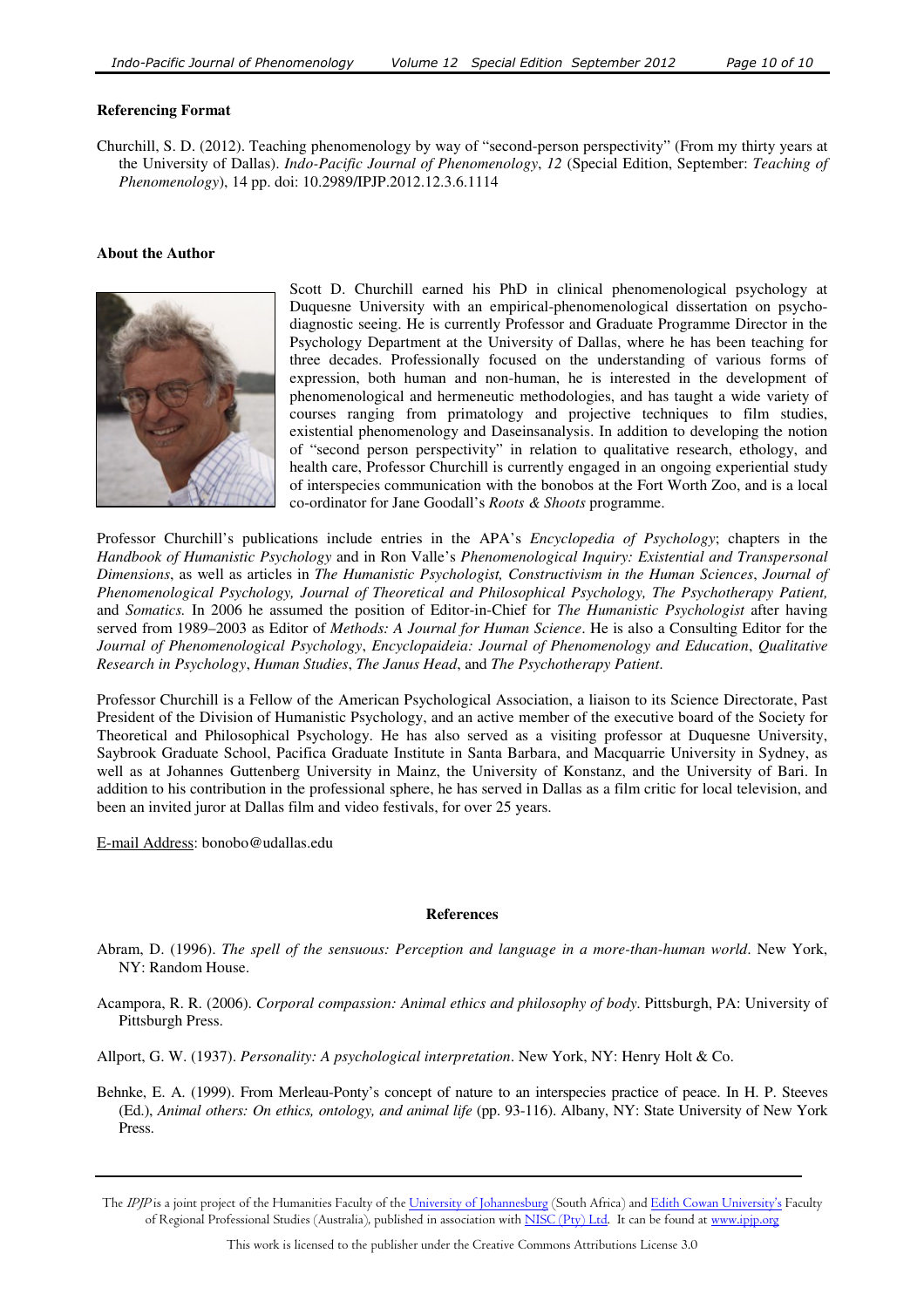**Referencing Format**

Churchill, S. D. (2012). Teaching phenomenology by way of "second-person perspectivity" (From my thirty years at the University of Dallas). *Indo-Pacific Journal of Phenomenology*, *12* (Special Edition, September: *Teaching of Phenomenology*), 14 pp. doi: 10.2989/IPJP.2012.12.3.6.1114

**About the Author**

Scott D. Churchill earned his PhD in clinical phenomenological psychology at Duquesne University with an empirical-phenomenological dissertation on psycho-diagnostic seeing. He is currently Professor and Graduate Programme Director in the Psychology Department at the University of Dallas, where he has been teaching for three decades. Professionally focused on the understanding of various forms of expression, both human and non-human, he is interested in the development of phenomenological and hermeneutic methodologies, and has taught a wide variety of courses ranging from primatology and projective techniques to film studies, existential phenomenology and Daseinsanalysis. In addition to developing the notion of "second person perspectivity" in relation to qualitative research, ethology, and health care, Professor Churchill is currently engaged in an ongoing experiential study of interspecies communication with the bonobos at the Fort Worth Zoo, and is a local co-ordinator for Jane Goodall's *Roots & Shoots* programme.

Professor Churchill's publications include entries in the APA's *Encyclopedia of Psychology*; chapters in the *Handbook of Humanistic Psychology* and in Ron Valle's *Phenomenological Inquiry: Existential and Transpersonal Dimensions*, as well as articles in *The Humanistic Psychologist, Constructivism in the Human Sciences*, *Journal of Phenomenological Psychology, Journal of Theoretical and Philosophical Psychology, The Psychotherapy Patient,* and *Somatics.* In 2006 he assumed the position of Editor-in-Chief for *The Humanistic Psychologist* after having served from 1989–2003 as Editor of *Methods: A Journal for Human Science*. He is also a Consulting Editor for the *Journal of Phenomenological Psychology*, *Encyclopaideia: Journal of Phenomenology and Education*, *Qualitative Research in Psychology*, *Human Studies*, *The Janus Head*, and *The Psychotherapy Patient*.

Professor Churchill is a Fellow of the American Psychological Association, a liaison to its Science Directorate, Past President of the Division of Humanistic Psychology, and an active member of the executive board of the Society for Theoretical and Philosophical Psychology. He has also served as a visiting professor at Duquesne University, Saybrook Graduate School, Pacifica Graduate Institute in Santa Barbara, and Macquarrie University in Sydney, as well as at Johannes Guttenberg University in Mainz, the University of Konstanz, and the University of Bari. In addition to his contribution in the professional sphere, he has served in Dallas as a film critic for local television, and been an invited juror at Dallas film and video festivals, for over 25 years.

E-mail Address: bonobo@udallas.edu

**References**

Abram, D. (1996). *The spell of the sensuous: Perception and language in a more-than-human world*. New York, NY: Random House.

Acampora, R. R. (2006). *Corporal compassion: Animal ethics and philosophy of body*. Pittsburgh, PA: University of Pittsburgh Press.

Allport, G. W. (1937). *Personality: A psychological interpretation*. New York, NY: Henry Holt & Co.

Behnke, E. A. (1999). From Merleau-Ponty's concept of nature to an interspecies practice of peace. In H. P. Steeves (Ed.), *Animal others: On ethics, ontology, and animal life* (pp. 93-116). Albany, NY: State University of New York Press.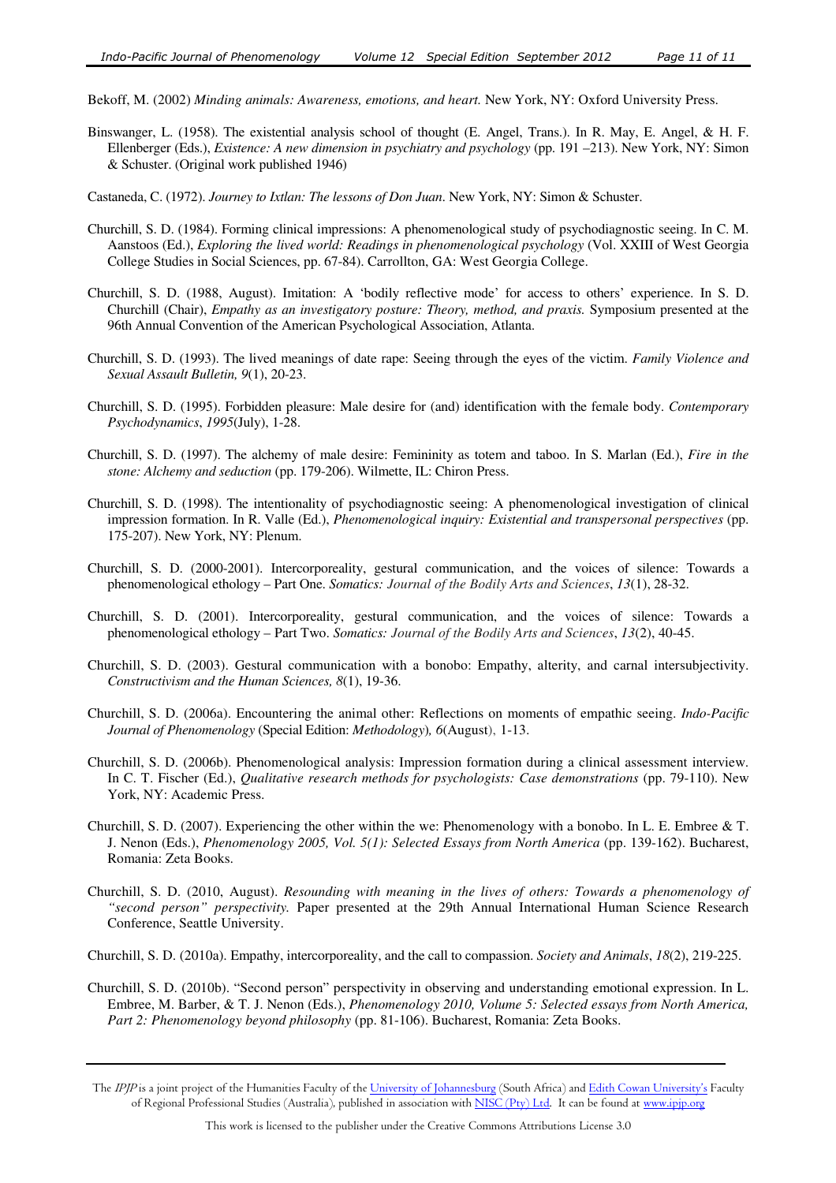Bekoff, M. (2002) *Minding animals: Awareness, emotions, and heart.* New York, NY: Oxford University Press.

Binswanger, L. (1958). The existential analysis school of thought (E. Angel, Trans.). In R. May, E. Angel, & H. F. Ellenberger (Eds.), *Existence: A new dimension in psychiatry and psychology* (pp. 191 –213). New York, NY: Simon & Schuster. (Original work published 1946)

Castaneda, C. (1972). *Journey to Ixtlan: The lessons of Don Juan*. New York, NY: Simon & Schuster.

Churchill, S. D. (1984). Forming clinical impressions: A phenomenological study of psychodiagnostic seeing. In C. M. Aanstoos (Ed.), *Exploring the lived world: Readings in phenomenological psychology* (Vol. XXIII of West Georgia College Studies in Social Sciences, pp. 67-84). Carrollton, GA: West Georgia College.

Churchill, S. D. (1988, August). Imitation: A 'bodily reflective mode' for access to others' experience. In S. D. Churchill (Chair), *Empathy as an investigatory posture: Theory, method, and praxis.* Symposium presented at the 96th Annual Convention of the American Psychological Association, Atlanta.

Churchill, S. D. (1993). The lived meanings of date rape: Seeing through the eyes of the victim. *Family Violence and Sexual Assault Bulletin, 9*(1), 20-23.

Churchill, S. D. (1995). Forbidden pleasure: Male desire for (and) identification with the female body. *Contemporary Psychodynamics*, *1995*(July), 1-28.

Churchill, S. D. (1997). The alchemy of male desire: Femininity as totem and taboo. In S. Marlan (Ed.), *Fire in the stone: Alchemy and seduction* (pp. 179-206). Wilmette, IL: Chiron Press.

Churchill, S. D. (1998). The intentionality of psychodiagnostic seeing: A phenomenological investigation of clinical impression formation. In R. Valle (Ed.), *Phenomenological inquiry: Existential and transpersonal perspectives* (pp. 175-207). New York, NY: Plenum.

Churchill, S. D. (2000-2001). Intercorporeality, gestural communication, and the voices of silence: Towards a phenomenological ethology – Part One. *Somatics: Journal of the Bodily Arts and Sciences*, *13*(1), 28-32.

Churchill, S. D. (2001). Intercorporeality, gestural communication, and the voices of silence: Towards a phenomenological ethology – Part Two. *Somatics: Journal of the Bodily Arts and Sciences*, *13*(2), 40-45.

Churchill, S. D. (2003). Gestural communication with a bonobo: Empathy, alterity, and carnal intersubjectivity. *Constructivism and the Human Sciences, 8*(1), 19-36.

Churchill, S. D. (2006a). Encountering the animal other: Reflections on moments of empathic seeing. *Indo-Pacific Journal of Phenomenology* (Special Edition: *Methodology*)*, 6*(August), 1-13.

Churchill, S. D. (2006b). Phenomenological analysis: Impression formation during a clinical assessment interview. In C. T. Fischer (Ed.), *Qualitative research methods for psychologists: Case demonstrations* (pp. 79-110). New York, NY: Academic Press.

Churchill, S. D. (2007). Experiencing the other within the we: Phenomenology with a bonobo. In L. E. Embree & T. J. Nenon (Eds.), *Phenomenology 2005, Vol. 5(1): Selected Essays from North America* (pp. 139-162). Bucharest, Romania: Zeta Books.

Churchill, S. D. (2010, August). *Resounding with meaning in the lives of others: Towards a phenomenology of "second person" perspectivity.* Paper presented at the 29th Annual International Human Science Research Conference, Seattle University.

Churchill, S. D. (2010a). Empathy, intercorporeality, and the call to compassion. *Society and Animals*, *18*(2), 219-225.

Churchill, S. D. (2010b). "Second person" perspectivity in observing and understanding emotional expression. In L. Embree, M. Barber, & T. J. Nenon (Eds.), *Phenomenology 2010, Volume 5: Selected essays from North America, Part 2: Phenomenology beyond philosophy* (pp. 81-106). Bucharest, Romania: Zeta Books.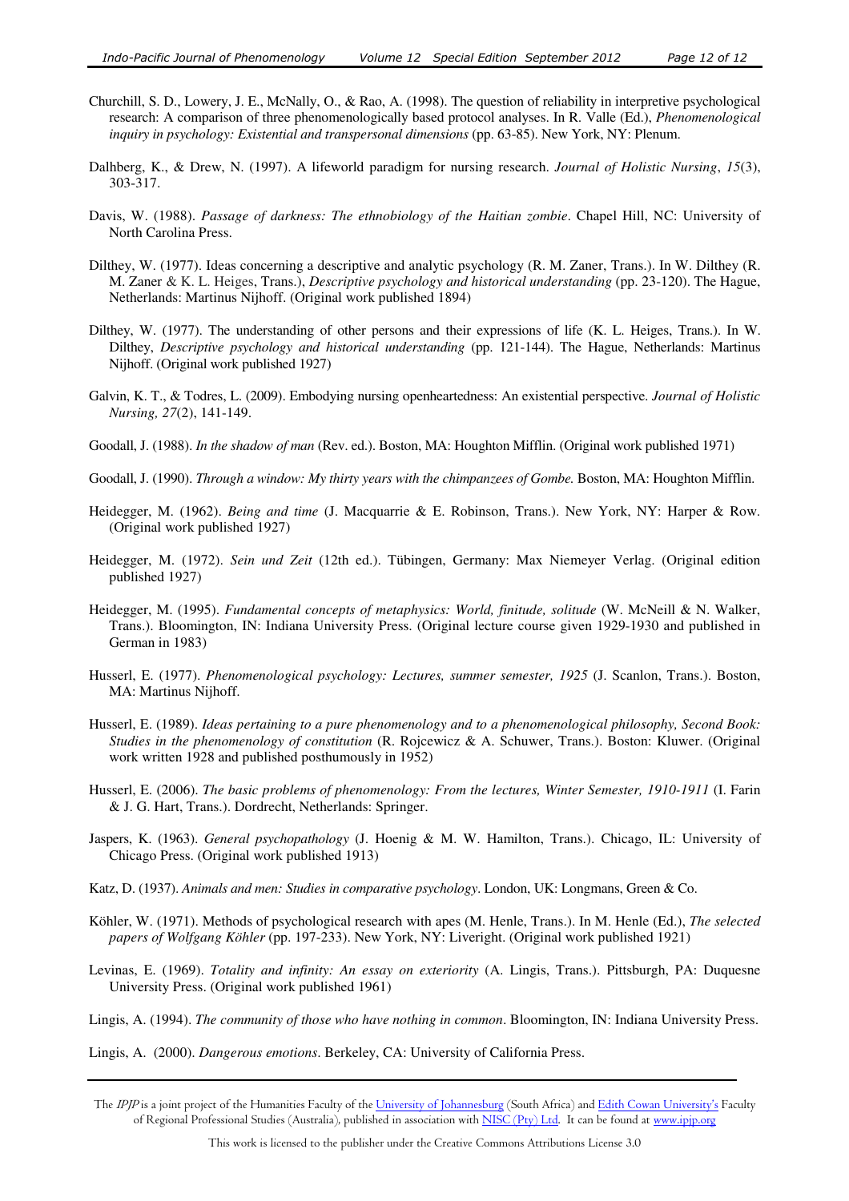Churchill, S. D., Lowery, J. E., McNally, O., & Rao, A. (1998). The question of reliability in interpretive psychological research: A comparison of three phenomenologically based protocol analyses. In R. Valle (Ed.), *Phenomenological inquiry in psychology: Existential and transpersonal dimensions* (pp. 63-85). New York, NY: Plenum.

Dalhberg, K., & Drew, N. (1997). A lifeworld paradigm for nursing research. *Journal of Holistic Nursing*, *15*(3), 303-317.

Davis, W. (1988). *Passage of darkness: The ethnobiology of the Haitian zombie*. Chapel Hill, NC: University of North Carolina Press.

Dilthey, W. (1977). Ideas concerning a descriptive and analytic psychology (R. M. Zaner, Trans.). In W. Dilthey (R. M. Zaner & K. L. Heiges, Trans.), *Descriptive psychology and historical understanding* (pp. 23-120). The Hague, Netherlands: Martinus Nijhoff. (Original work published 1894)

Dilthey, W. (1977). The understanding of other persons and their expressions of life (K. L. Heiges, Trans.). In W. Dilthey, *Descriptive psychology and historical understanding* (pp. 121-144). The Hague, Netherlands: Martinus Nijhoff. (Original work published 1927)

Galvin, K. T., & Todres, L. (2009). Embodying nursing openheartedness: An existential perspective. *Journal of Holistic Nursing, 27*(2), 141-149.

Goodall, J. (1988). *In the shadow of man* (Rev. ed.). Boston, MA: Houghton Mifflin. (Original work published 1971)

Goodall, J. (1990). *Through a window: My thirty years with the chimpanzees of Gombe.* Boston, MA: Houghton Mifflin.

Heidegger, M. (1962). *Being and time* (J. Macquarrie & E. Robinson, Trans.). New York, NY: Harper & Row. (Original work published 1927)

Heidegger, M. (1972). *Sein und Zeit* (12th ed.). Tübingen, Germany: Max Niemeyer Verlag. (Original edition published 1927)

Heidegger, M. (1995). *Fundamental concepts of metaphysics: World, finitude, solitude* (W. McNeill & N. Walker, Trans.). Bloomington, IN: Indiana University Press. (Original lecture course given 1929-1930 and published in German in 1983)

Husserl, E. (1977). *Phenomenological psychology: Lectures, summer semester, 1925* (J. Scanlon, Trans.). Boston, MA: Martinus Nijhoff.

Husserl, E. (1989). *Ideas pertaining to a pure phenomenology and to a phenomenological philosophy, Second Book: Studies in the phenomenology of constitution* (R. Rojcewicz & A. Schuwer, Trans.). Boston: Kluwer. (Original work written 1928 and published posthumously in 1952)

Husserl, E. (2006). *The basic problems of phenomenology: From the lectures, Winter Semester, 1910-1911* (I. Farin & J. G. Hart, Trans.). Dordrecht, Netherlands: Springer.

Jaspers, K. (1963). *General psychopathology* (J. Hoenig & M. W. Hamilton, Trans.). Chicago, IL: University of Chicago Press. (Original work published 1913)

Katz, D. (1937). *Animals and men: Studies in comparative psychology*. London, UK: Longmans, Green & Co.

Köhler, W. (1971). Methods of psychological research with apes (M. Henle, Trans.). In M. Henle (Ed.), *The selected papers of Wolfgang Köhler* (pp. 197-233). New York, NY: Liveright. (Original work published 1921)

Levinas, E. (1969). *Totality and infinity: An essay on exteriority* (A. Lingis, Trans.). Pittsburgh, PA: Duquesne University Press. (Original work published 1961)

Lingis, A. (1994). *The community of those who have nothing in common*. Bloomington, IN: Indiana University Press.

Lingis, A. (2000). *Dangerous emotions*. Berkeley, CA: University of California Press.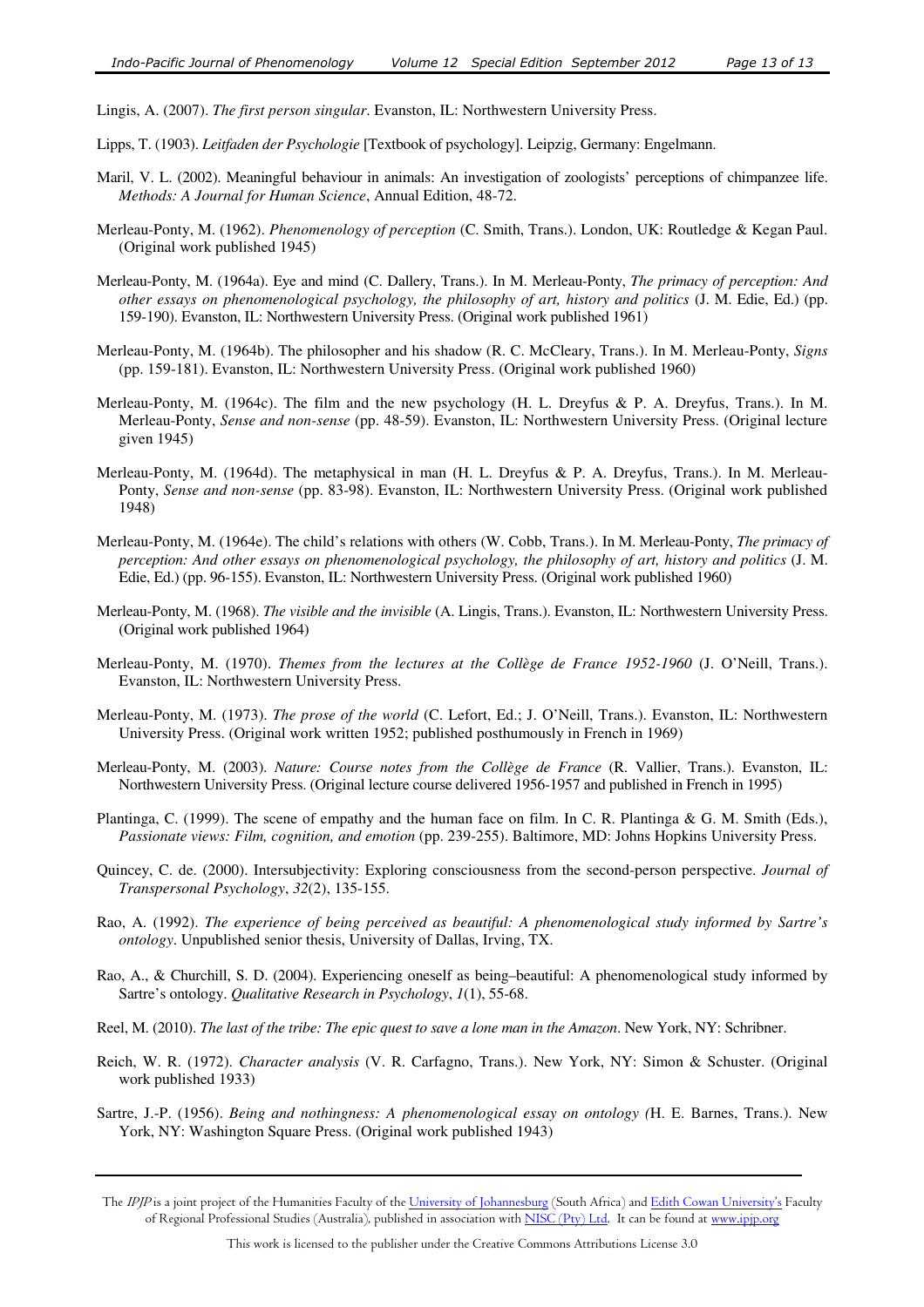Lingis, A. (2007). *The first person singular*. Evanston, IL: Northwestern University Press.

Lipps, T. (1903). *Leitfaden der Psychologie* [Textbook of psychology]. Leipzig, Germany: Engelmann.

Maril, V. L. (2002). Meaningful behaviour in animals: An investigation of zoologists' perceptions of chimpanzee life. *Methods: A Journal for Human Science*, Annual Edition, 48-72.

Merleau-Ponty, M. (1962). *Phenomenology of perception* (C. Smith, Trans.). London, UK: Routledge & Kegan Paul. (Original work published 1945)

Merleau-Ponty, M. (1964a). Eye and mind (C. Dallery, Trans.). In M. Merleau-Ponty, *The primacy of perception: And other essays on phenomenological psychology, the philosophy of art, history and politics* (J. M. Edie, Ed.) (pp. 159-190). Evanston, IL: Northwestern University Press. (Original work published 1961)

Merleau-Ponty, M. (1964b). The philosopher and his shadow (R. C. McCleary, Trans.). In M. Merleau-Ponty, *Signs* (pp. 159-181). Evanston, IL: Northwestern University Press. (Original work published 1960)

Merleau-Ponty, M. (1964c). The film and the new psychology (H. L. Dreyfus & P. A. Dreyfus, Trans.). In M. Merleau-Ponty, *Sense and non-sense* (pp. 48-59). Evanston, IL: Northwestern University Press. (Original lecture given 1945)

Merleau-Ponty, M. (1964d). The metaphysical in man (H. L. Dreyfus & P. A. Dreyfus, Trans.). In M. Merleau-Ponty, *Sense and non-sense* (pp. 83-98). Evanston, IL: Northwestern University Press. (Original work published 1948)

Merleau-Ponty, M. (1964e). The child's relations with others (W. Cobb, Trans.). In M. Merleau-Ponty, *The primacy of perception: And other essays on phenomenological psychology, the philosophy of art, history and politics* (J. M. Edie, Ed.) (pp. 96-155). Evanston, IL: Northwestern University Press. (Original work published 1960)

Merleau-Ponty, M. (1968). *The visible and the invisible* (A. Lingis, Trans.). Evanston, IL: Northwestern University Press. (Original work published 1964)

Merleau-Ponty, M. (1970). *Themes from the lectures at the Collège de France 1952-1960* (J. O'Neill, Trans.). Evanston, IL: Northwestern University Press.

Merleau-Ponty, M. (1973). *The prose of the world* (C. Lefort, Ed.; J. O'Neill, Trans.). Evanston, IL: Northwestern University Press. (Original work written 1952; published posthumously in French in 1969)

Merleau-Ponty, M. (2003). *Nature: Course notes from the Collège de France* (R. Vallier, Trans.). Evanston, IL: Northwestern University Press. (Original lecture course delivered 1956-1957 and published in French in 1995)

Plantinga, C. (1999). The scene of empathy and the human face on film. In C. R. Plantinga & G. M. Smith (Eds.), *Passionate views: Film, cognition, and emotion* (pp. 239-255). Baltimore, MD: Johns Hopkins University Press.

Quincey, C. de. (2000). Intersubjectivity: Exploring consciousness from the second-person perspective. *Journal of Transpersonal Psychology*, *32*(2), 135-155.

Rao, A. (1992). *The experience of being perceived as beautiful: A phenomenological study informed by Sartre's ontology*. Unpublished senior thesis, University of Dallas, Irving, TX.

Rao, A., & Churchill, S. D. (2004). Experiencing oneself as being–beautiful: A phenomenological study informed by Sartre's ontology. *Qualitative Research in Psychology*, *1*(1), 55-68.

Reel, M. (2010). *The last of the tribe: The epic quest to save a lone man in the Amazon*. New York, NY: Schribner.

Reich, W. R. (1972). *Character analysis* (V. R. Carfagno, Trans.). New York, NY: Simon & Schuster. (Original work published 1933)

Sartre, J.-P. (1956). *Being and nothingness: A phenomenological essay on ontology (*H. E. Barnes, Trans.). New York, NY: Washington Square Press. (Original work published 1943)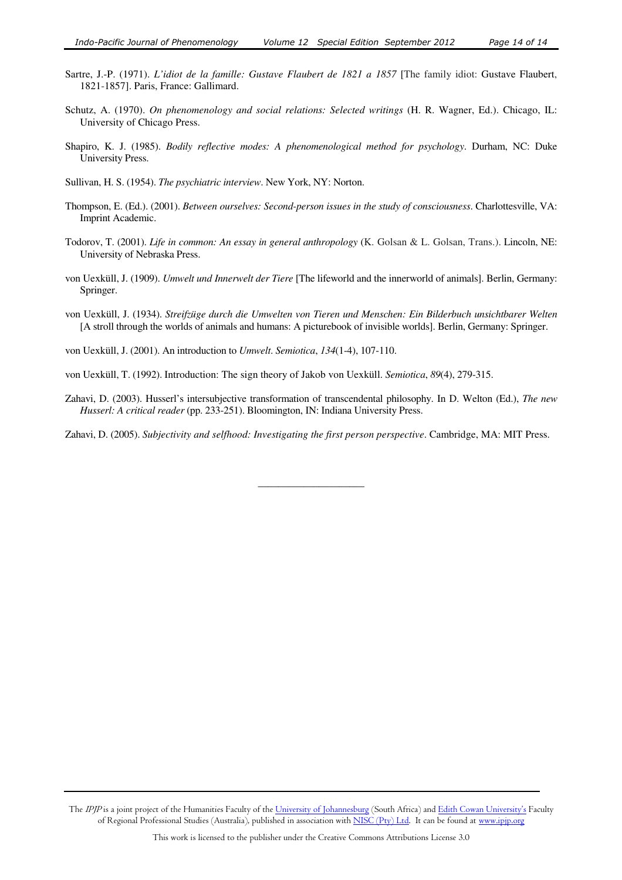Sartre, J.-P. (1971). *L'idiot de la famille: Gustave Flaubert de 1821 a 1857* [The family idiot: Gustave Flaubert, 1821-1857]. Paris, France: Gallimard.

Schutz, A. (1970). *On phenomenology and social relations: Selected writings* (H. R. Wagner, Ed.). Chicago, IL: University of Chicago Press.

Shapiro, K. J. (1985). *Bodily reflective modes: A phenomenological method for psychology*. Durham, NC: Duke University Press.

Sullivan, H. S. (1954). *The psychiatric interview*. New York, NY: Norton.

Thompson, E. (Ed.). (2001). *Between ourselves: Second-person issues in the study of consciousness*. Charlottesville, VA: Imprint Academic.

Todorov, T. (2001). *Life in common: An essay in general anthropology* (K. Golsan & L. Golsan, Trans.). Lincoln, NE: University of Nebraska Press.

von Uexküll, J. (1909). *Umwelt und Innerwelt der Tiere* [The lifeworld and the innerworld of animals]. Berlin, Germany: Springer.

von Uexküll, J. (1934). *Streifzüge durch die Umwelten von Tieren und Menschen: Ein Bilderbuch unsichtbarer Welten* [A stroll through the worlds of animals and humans: A picturebook of invisible worlds]. Berlin, Germany: Springer.

von Uexküll, J. (2001). An introduction to *Umwelt*. *Semiotica*, *134*(1-4), 107-110.

von Uexküll, T. (1992). Introduction: The sign theory of Jakob von Uexküll. *Semiotica*, *89*(4), 279-315.

Zahavi, D. (2003). Husserl's intersubjective transformation of transcendental philosophy. In D. Welton (Ed.), *The new Husserl: A critical reader* (pp. 233-251). Bloomington, IN: Indiana University Press.

Zahavi, D. (2005). *Subjectivity and selfhood: Investigating the first person perspective*. Cambridge, MA: MIT Press.

---

The *IPJP* is a joint project of the Humanities Faculty of the University of Johannesburg (South Africa) and Edith Cowan University's Faculty of Regional Professional Studies (Australia), published in association with NISC (Pty) Ltd. It can be found at www.ipjp.org

This work is licensed to the publisher under the Creative Commons Attributions License 3.0